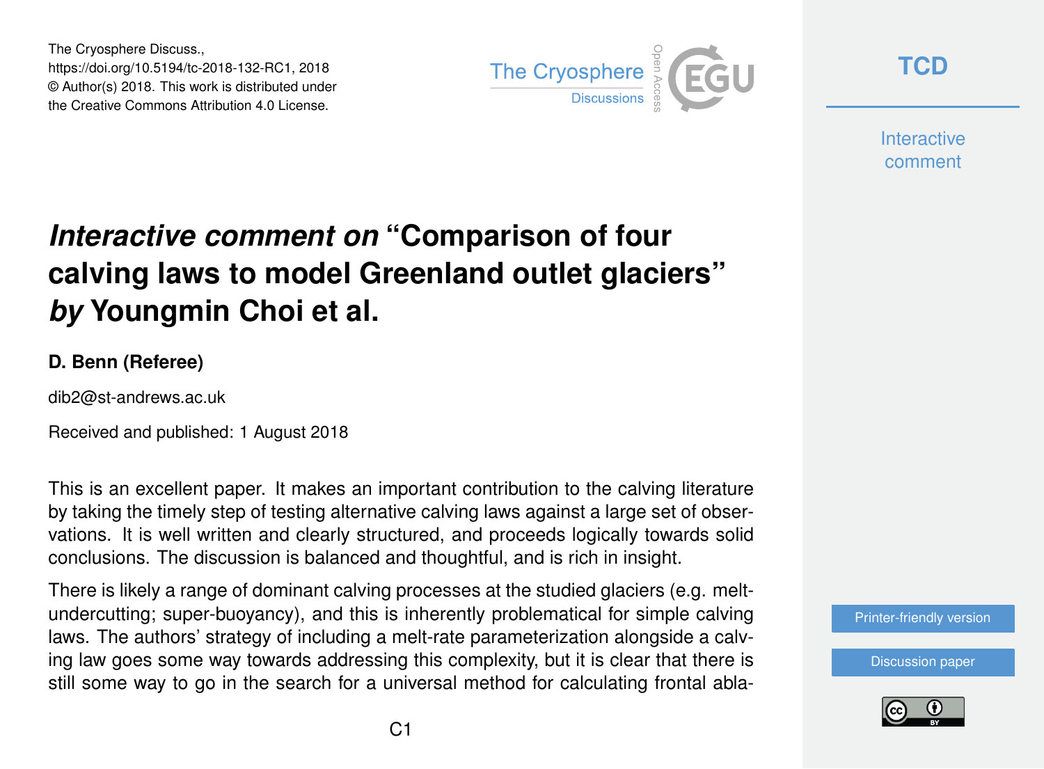# *Interactive comment on* "Comparison of four calving laws to model Greenland outlet glaciers" *by* Youngmin Choi et al.

**D. Benn (Referee)**

dib2@st-andrews.ac.uk

Received and published: 1 August 2018

This is an excellent paper. It makes an important contribution to the calving literature by taking the timely step of testing alternative calving laws against a large set of observations. It is well written and clearly structured, and proceeds logically towards solid conclusions. The discussion is balanced and thoughtful, and is rich in insight.

There is likely a range of dominant calving processes at the studied glaciers (e.g. melt-undercutting; super-buoyancy), and this is inherently problematical for simple calving laws. The authors' strategy of including a melt-rate parameterization alongside a calving law goes some way towards addressing this complexity, but it is clear that there is still some way to go in the search for a universal method for calculating frontal abla-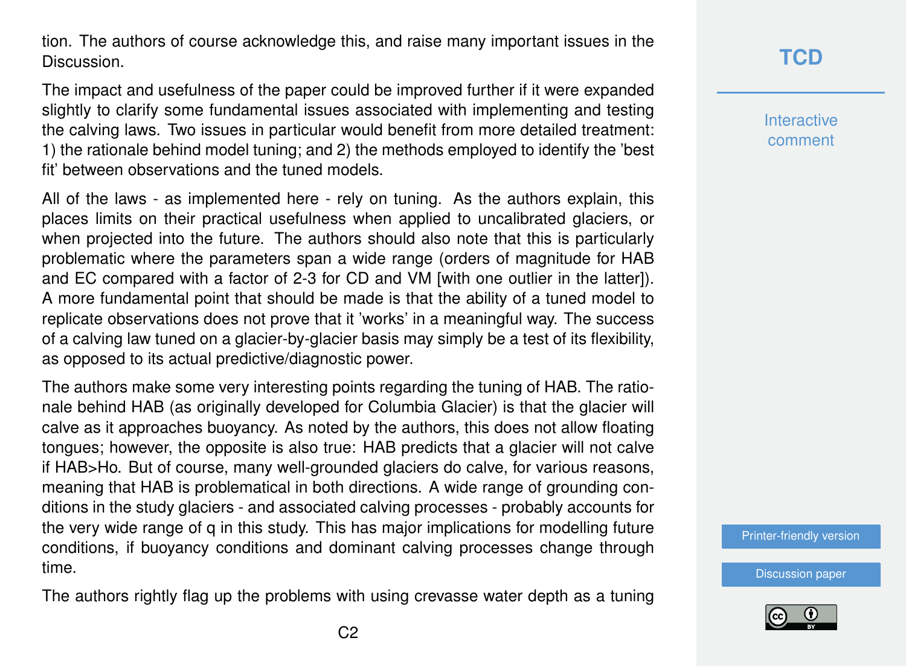tion. The authors of course acknowledge this, and raise many important issues in the Discussion.

The impact and usefulness of the paper could be improved further if it were expanded slightly to clarify some fundamental issues associated with implementing and testing the calving laws. Two issues in particular would benefit from more detailed treatment: 1) the rationale behind model tuning; and 2) the methods employed to identify the 'best fit' between observations and the tuned models.

All of the laws - as implemented here - rely on tuning. As the authors explain, this places limits on their practical usefulness when applied to uncalibrated glaciers, or when projected into the future. The authors should also note that this is particularly problematic where the parameters span a wide range (orders of magnitude for HAB and EC compared with a factor of 2-3 for CD and VM [with one outlier in the latter]). A more fundamental point that should be made is that the ability of a tuned model to replicate observations does not prove that it 'works' in a meaningful way. The success of a calving law tuned on a glacier-by-glacier basis may simply be a test of its flexibility, as opposed to its actual predictive/diagnostic power.

The authors make some very interesting points regarding the tuning of HAB. The rationale behind HAB (as originally developed for Columbia Glacier) is that the glacier will calve as it approaches buoyancy. As noted by the authors, this does not allow floating tongues; however, the opposite is also true: HAB predicts that a glacier will not calve if HAB>Ho. But of course, many well-grounded glaciers do calve, for various reasons, meaning that HAB is problematical in both directions. A wide range of grounding conditions in the study glaciers - and associated calving processes - probably accounts for the very wide range of q in this study. This has major implications for modelling future conditions, if buoyancy conditions and dominant calving processes change through time.

The authors rightly flag up the problems with using crevasse water depth as a tuning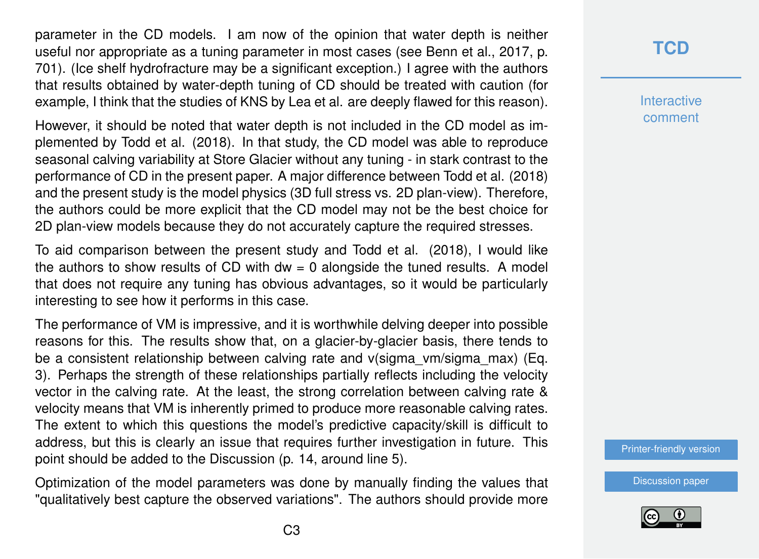parameter in the CD models. I am now of the opinion that water depth is neither useful nor appropriate as a tuning parameter in most cases (see Benn et al., 2017, p. 701). (Ice shelf hydrofracture may be a significant exception.) I agree with the authors that results obtained by water-depth tuning of CD should be treated with caution (for example, I think that the studies of KNS by Lea et al. are deeply flawed for this reason).

However, it should be noted that water depth is not included in the CD model as implemented by Todd et al. (2018). In that study, the CD model was able to reproduce seasonal calving variability at Store Glacier without any tuning - in stark contrast to the performance of CD in the present paper. A major difference between Todd et al. (2018) and the present study is the model physics (3D full stress vs. 2D plan-view). Therefore, the authors could be more explicit that the CD model may not be the best choice for 2D plan-view models because they do not accurately capture the required stresses.

To aid comparison between the present study and Todd et al. (2018), I would like the authors to show results of CD with dw = 0 alongside the tuned results. A model that does not require any tuning has obvious advantages, so it would be particularly interesting to see how it performs in this case.

The performance of VM is impressive, and it is worthwhile delving deeper into possible reasons for this. The results show that, on a glacier-by-glacier basis, there tends to be a consistent relationship between calving rate and v(sigma_vm/sigma_max) (Eq. 3). Perhaps the strength of these relationships partially reflects including the velocity vector in the calving rate. At the least, the strong correlation between calving rate & velocity means that VM is inherently primed to produce more reasonable calving rates. The extent to which this questions the model's predictive capacity/skill is difficult to address, but this is clearly an issue that requires further investigation in future. This point should be added to the Discussion (p. 14, around line 5).

Optimization of the model parameters was done by manually finding the values that "qualitatively best capture the observed variations". The authors should provide more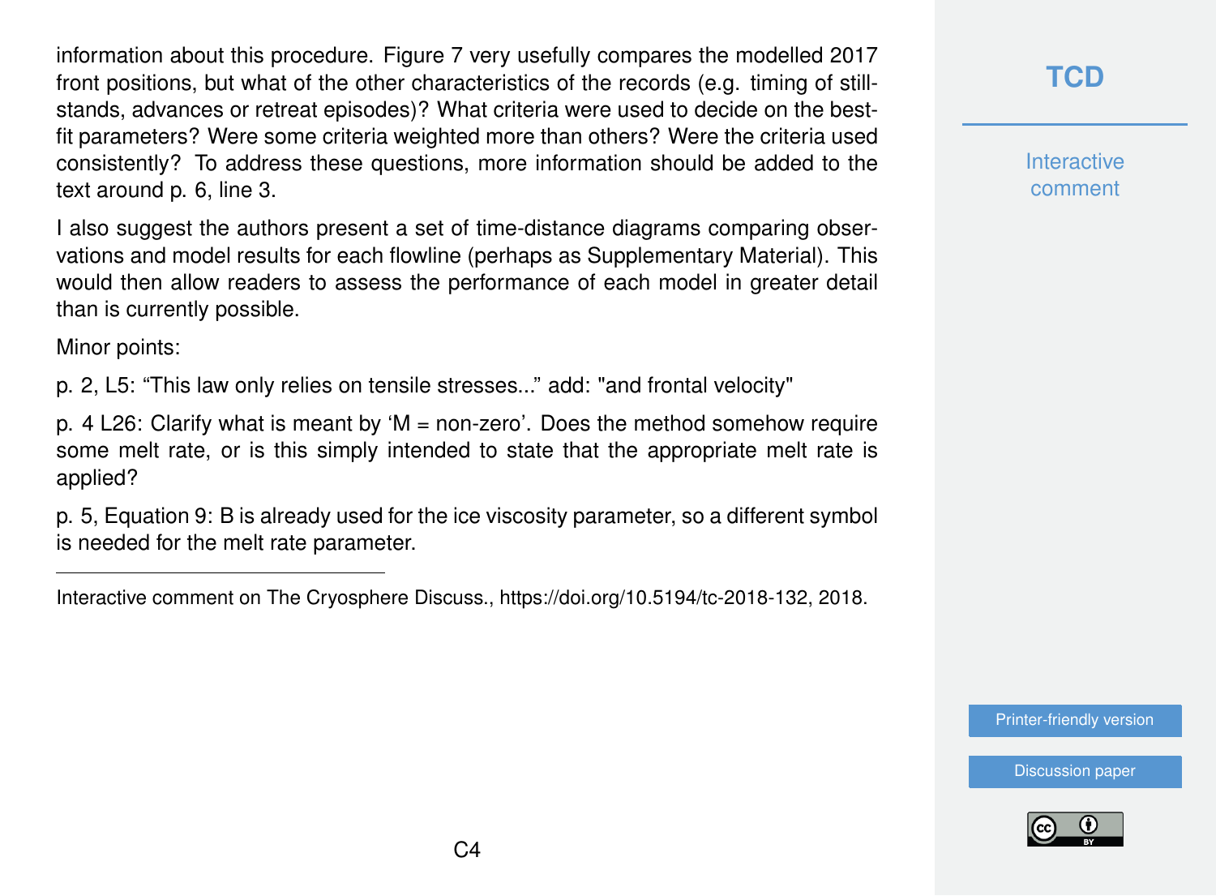information about this procedure. Figure 7 very usefully compares the modelled 2017 front positions, but what of the other characteristics of the records (e.g. timing of still-stands, advances or retreat episodes)? What criteria were used to decide on the best-fit parameters? Were some criteria weighted more than others? Were the criteria used consistently? To address these questions, more information should be added to the text around p. 6, line 3.

I also suggest the authors present a set of time-distance diagrams comparing observations and model results for each flowline (perhaps as Supplementary Material). This would then allow readers to assess the performance of each model in greater detail than is currently possible.

Minor points:

p. 2, L5: "This law only relies on tensile stresses..." add: "and frontal velocity"

p. 4 L26: Clarify what is meant by 'M = non-zero'. Does the method somehow require some melt rate, or is this simply intended to state that the appropriate melt rate is applied?

p. 5, Equation 9: B is already used for the ice viscosity parameter, so a different symbol is needed for the melt rate parameter.

---

Interactive comment on The Cryosphere Discuss., https://doi.org/10.5194/tc-2018-132, 2018.